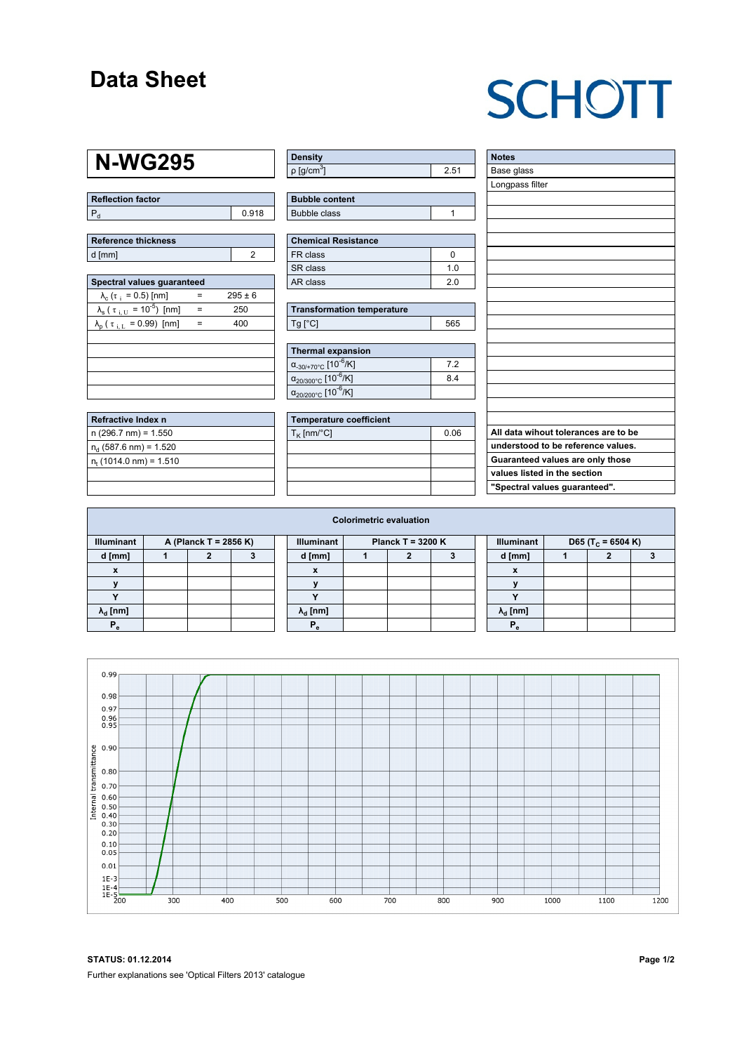# Data Sheet

SCHOTT

## N-WG295

| Reflection factor | |
|---|---|
| $P_d$ | 0.918 |

| Reference thickness | |
|---|---|
| d [mm] | 2 |

| Spectral values guaranteed | | |
|---|---|---|
| $\lambda_c$ ($\tau_i$ = 0.5) [nm] | = | 295 ± 6 |
| $\lambda_s$ ($\tau_{i,U}$ = $10^{-5}$) [nm] | = | 250 |
| $\lambda_p$ ($\tau_{i,L}$ = 0.99) [nm] | = | 400 |

| Refractive Index n |
|---|
| n (296.7 nm) = 1.550 |
| $n_d$ (587.6 nm) = 1.520 |
| $n_t$ (1014.0 nm) = 1.510 |

| Density | |
|---|---|
| ρ [g/cm$^3$] | 2.51 |

| Bubble content | |
|---|---|
| Bubble class | 1 |

| Chemical Resistance | |
|---|---|
| FR class | 0 |
| SR class | 1.0 |
| AR class | 2.0 |

| Transformation temperature | |
|---|---|
| Tg [°C] | 565 |

| Thermal expansion | |
|---|---|
| $\alpha_{-30/+70°C}$ [$10^{-6}$/K] | 7.2 |
| $\alpha_{20/300°C}$ [$10^{-6}$/K] | 8.4 |
| $\alpha_{20/200°C}$ [$10^{-6}$/K] | |

| Temperature coefficient | |
|---|---|
| $T_K$ [nm/°C] | 0.06 |

| Notes |
|---|
| Base glass |
| Longpass filter |

**All data wihout tolerances are to be understood to be reference values. Guaranteed values are only those values listed in the section "Spectral values guaranteed".**

### Colorimetric evaluation

| Illuminant | A (Planck T = 2856 K) | | | Illuminant | Planck T = 3200 K | | | Illuminant | D65 ($T_c$ = 6504 K) | | |
|---|---|---|---|---|---|---|---|---|---|---|---|
| d [mm] | 1 | 2 | 3 | d [mm] | 1 | 2 | 3 | d [mm] | 1 | 2 | 3 |
| x | | | | x | | | | x | | | |
| y | | | | y | | | | y | | | |
| Y | | | | Y | | | | Y | | | |
| $\lambda_d$ [nm] | | | | $\lambda_d$ [nm] | | | | $\lambda_d$ [nm] | | | |
| $P_e$ | | | | $P_e$ | | | | $P_e$ | | | |

**STATUS: 01.12.2014**

Further explanations see 'Optical Filters 2013' catalogue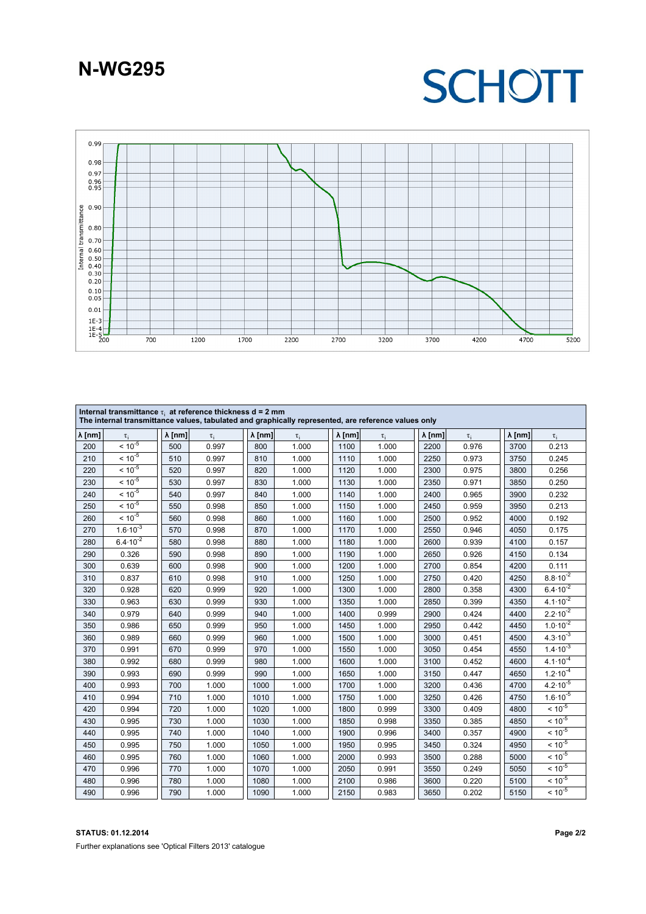# N-WG295

SCHOTT

0.99
0.98
0.97
0.96
0.95
0.90
0.80
0.70
0.60
0.50
0.40
0.30
0.20
0.10
0.05
0.01
1E-3
1E-4
1E-5

Internal transmittance

200
700
1200
1700
2200
2700
3200
3700
4200
4700
5200

**Internal transmittance $\tau_i$ at reference thickness d = 2 mm**
**The internal transmittance values, tabulated and graphically represented, are reference values only**

| λ [nm] | $\tau_i$ | λ [nm] | $\tau_i$ | λ [nm] | $\tau_i$ | λ [nm] | $\tau_i$ | λ [nm] | $\tau_i$ | λ [nm] | $\tau_i$ |
|---|---|---|---|---|---|---|---|---|---|---|---|
| 200 | $< 10^{-5}$ | 500 | 0.997 | 800 | 1.000 | 1100 | 1.000 | 2200 | 0.976 | 3700 | 0.213 |
| 210 | $< 10^{-5}$ | 510 | 0.997 | 810 | 1.000 | 1110 | 1.000 | 2250 | 0.973 | 3750 | 0.245 |
| 220 | $< 10^{-5}$ | 520 | 0.997 | 820 | 1.000 | 1120 | 1.000 | 2300 | 0.975 | 3800 | 0.256 |
| 230 | $< 10^{-5}$ | 530 | 0.997 | 830 | 1.000 | 1130 | 1.000 | 2350 | 0.971 | 3850 | 0.250 |
| 240 | $< 10^{-5}$ | 540 | 0.997 | 840 | 1.000 | 1140 | 1.000 | 2400 | 0.965 | 3900 | 0.232 |
| 250 | $< 10^{-5}$ | 550 | 0.998 | 850 | 1.000 | 1150 | 1.000 | 2450 | 0.959 | 3950 | 0.213 |
| 260 | $< 10^{-5}$ | 560 | 0.998 | 860 | 1.000 | 1160 | 1.000 | 2500 | 0.952 | 4000 | 0.192 |
| 270 | $1.6 \cdot 10^{-3}$ | 570 | 0.998 | 870 | 1.000 | 1170 | 1.000 | 2550 | 0.946 | 4050 | 0.175 |
| 280 | $6.4 \cdot 10^{-2}$ | 580 | 0.998 | 880 | 1.000 | 1180 | 1.000 | 2600 | 0.939 | 4100 | 0.157 |
| 290 | 0.326 | 590 | 0.998 | 890 | 1.000 | 1190 | 1.000 | 2650 | 0.926 | 4150 | 0.134 |
| 300 | 0.639 | 600 | 0.998 | 900 | 1.000 | 1200 | 1.000 | 2700 | 0.854 | 4200 | 0.111 |
| 310 | 0.837 | 610 | 0.998 | 910 | 1.000 | 1250 | 1.000 | 2750 | 0.420 | 4250 | $8.8 \cdot 10^{-2}$ |
| 320 | 0.928 | 620 | 0.999 | 920 | 1.000 | 1300 | 1.000 | 2800 | 0.358 | 4300 | $6.4 \cdot 10^{-2}$ |
| 330 | 0.963 | 630 | 0.999 | 930 | 1.000 | 1350 | 1.000 | 2850 | 0.399 | 4350 | $4.1 \cdot 10^{-2}$ |
| 340 | 0.979 | 640 | 0.999 | 940 | 1.000 | 1400 | 0.999 | 2900 | 0.424 | 4400 | $2.2 \cdot 10^{-2}$ |
| 350 | 0.986 | 650 | 0.999 | 950 | 1.000 | 1450 | 1.000 | 2950 | 0.442 | 4450 | $1.0 \cdot 10^{-2}$ |
| 360 | 0.989 | 660 | 0.999 | 960 | 1.000 | 1500 | 1.000 | 3000 | 0.451 | 4500 | $4.3 \cdot 10^{-3}$ |
| 370 | 0.991 | 670 | 0.999 | 970 | 1.000 | 1550 | 1.000 | 3050 | 0.454 | 4550 | $1.4 \cdot 10^{-3}$ |
| 380 | 0.992 | 680 | 0.999 | 980 | 1.000 | 1600 | 1.000 | 3100 | 0.452 | 4600 | $4.1 \cdot 10^{-4}$ |
| 390 | 0.993 | 690 | 0.999 | 990 | 1.000 | 1650 | 1.000 | 3150 | 0.447 | 4650 | $1.2 \cdot 10^{-4}$ |
| 400 | 0.993 | 700 | 1.000 | 1000 | 1.000 | 1700 | 1.000 | 3200 | 0.436 | 4700 | $4.2 \cdot 10^{-5}$ |
| 410 | 0.994 | 710 | 1.000 | 1010 | 1.000 | 1750 | 1.000 | 3250 | 0.426 | 4750 | $1.6 \cdot 10^{-5}$ |
| 420 | 0.994 | 720 | 1.000 | 1020 | 1.000 | 1800 | 0.999 | 3300 | 0.409 | 4800 | $< 10^{-5}$ |
| 430 | 0.995 | 730 | 1.000 | 1030 | 1.000 | 1850 | 0.998 | 3350 | 0.385 | 4850 | $< 10^{-5}$ |
| 440 | 0.995 | 740 | 1.000 | 1040 | 1.000 | 1900 | 0.996 | 3400 | 0.357 | 4900 | $< 10^{-5}$ |
| 450 | 0.995 | 750 | 1.000 | 1050 | 1.000 | 1950 | 0.995 | 3450 | 0.324 | 4950 | $< 10^{-5}$ |
| 460 | 0.995 | 760 | 1.000 | 1060 | 1.000 | 2000 | 0.993 | 3500 | 0.288 | 5000 | $< 10^{-5}$ |
| 470 | 0.996 | 770 | 1.000 | 1070 | 1.000 | 2050 | 0.991 | 3550 | 0.249 | 5050 | $< 10^{-5}$ |
| 480 | 0.996 | 780 | 1.000 | 1080 | 1.000 | 2100 | 0.986 | 3600 | 0.220 | 5100 | $< 10^{-5}$ |
| 490 | 0.996 | 790 | 1.000 | 1090 | 1.000 | 2150 | 0.983 | 3650 | 0.202 | 5150 | $< 10^{-5}$ |

**STATUS: 01.12.2014**

Further explanations see 'Optical Filters 2013' catalogue